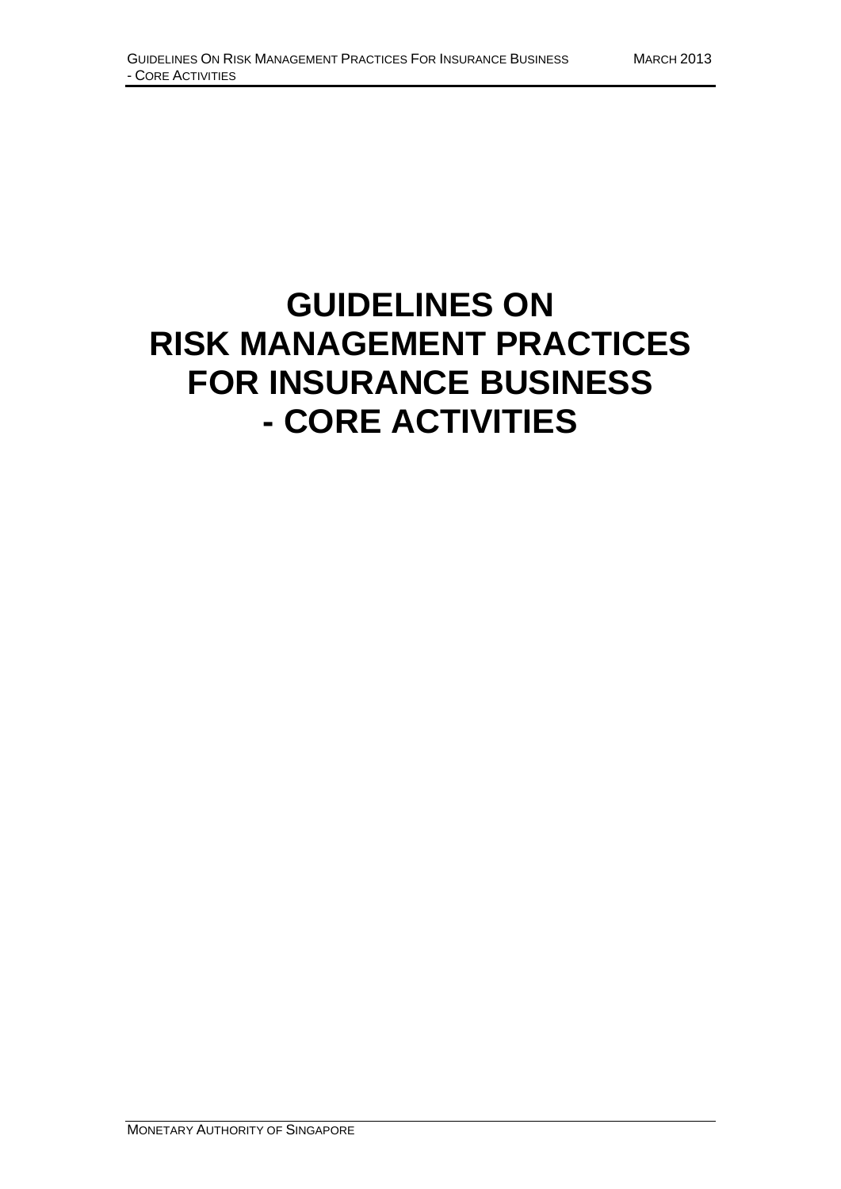# GUIDELINES ON RISK MANAGEMENT PRACTICES FOR INSURANCE BUSINESS - CORE ACTIVITIES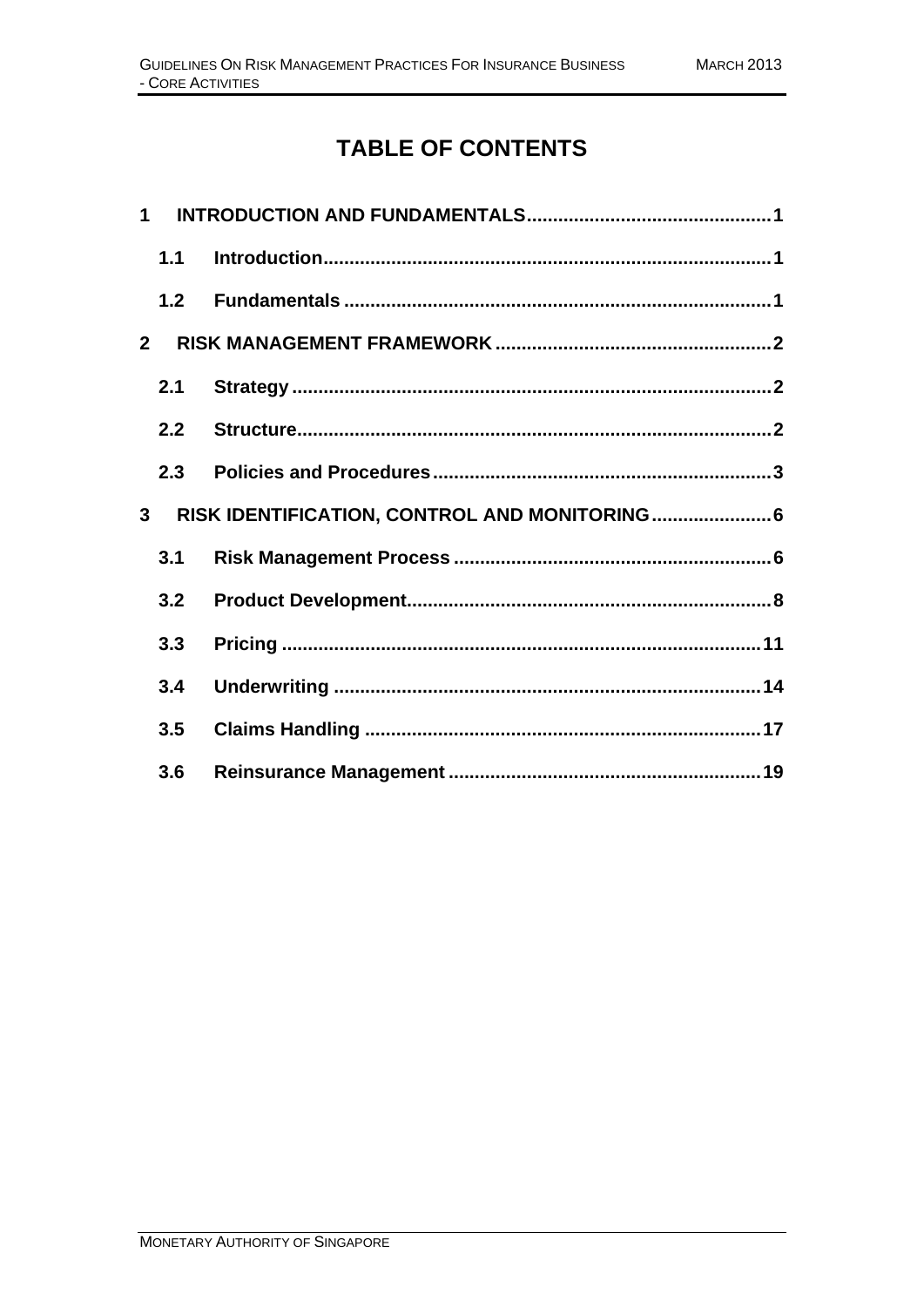# TABLE OF CONTENTS

1 INTRODUCTION AND FUNDAMENTALS ..... 1
- 1.1 Introduction ..... 1
- 1.2 Fundamentals ..... 1

2 RISK MANAGEMENT FRAMEWORK ..... 2
- 2.1 Strategy ..... 2
- 2.2 Structure ..... 2
- 2.3 Policies and Procedures ..... 3

3 RISK IDENTIFICATION, CONTROL AND MONITORING ..... 6
- 3.1 Risk Management Process ..... 6
- 3.2 Product Development ..... 8
- 3.3 Pricing ..... 11
- 3.4 Underwriting ..... 14
- 3.5 Claims Handling ..... 17
- 3.6 Reinsurance Management ..... 19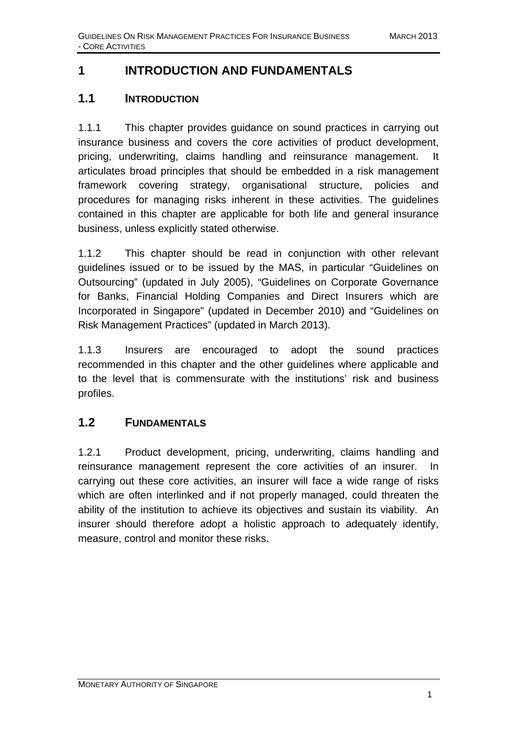# 1 INTRODUCTION AND FUNDAMENTALS

## 1.1 INTRODUCTION

1.1.1 This chapter provides guidance on sound practices in carrying out insurance business and covers the core activities of product development, pricing, underwriting, claims handling and reinsurance management. It articulates broad principles that should be embedded in a risk management framework covering strategy, organisational structure, policies and procedures for managing risks inherent in these activities. The guidelines contained in this chapter are applicable for both life and general insurance business, unless explicitly stated otherwise.

1.1.2 This chapter should be read in conjunction with other relevant guidelines issued or to be issued by the MAS, in particular "Guidelines on Outsourcing" (updated in July 2005), "Guidelines on Corporate Governance for Banks, Financial Holding Companies and Direct Insurers which are Incorporated in Singapore" (updated in December 2010) and "Guidelines on Risk Management Practices" (updated in March 2013).

1.1.3 Insurers are encouraged to adopt the sound practices recommended in this chapter and the other guidelines where applicable and to the level that is commensurate with the institutions' risk and business profiles.

## 1.2 FUNDAMENTALS

1.2.1 Product development, pricing, underwriting, claims handling and reinsurance management represent the core activities of an insurer. In carrying out these core activities, an insurer will face a wide range of risks which are often interlinked and if not properly managed, could threaten the ability of the institution to achieve its objectives and sustain its viability. An insurer should therefore adopt a holistic approach to adequately identify, measure, control and monitor these risks.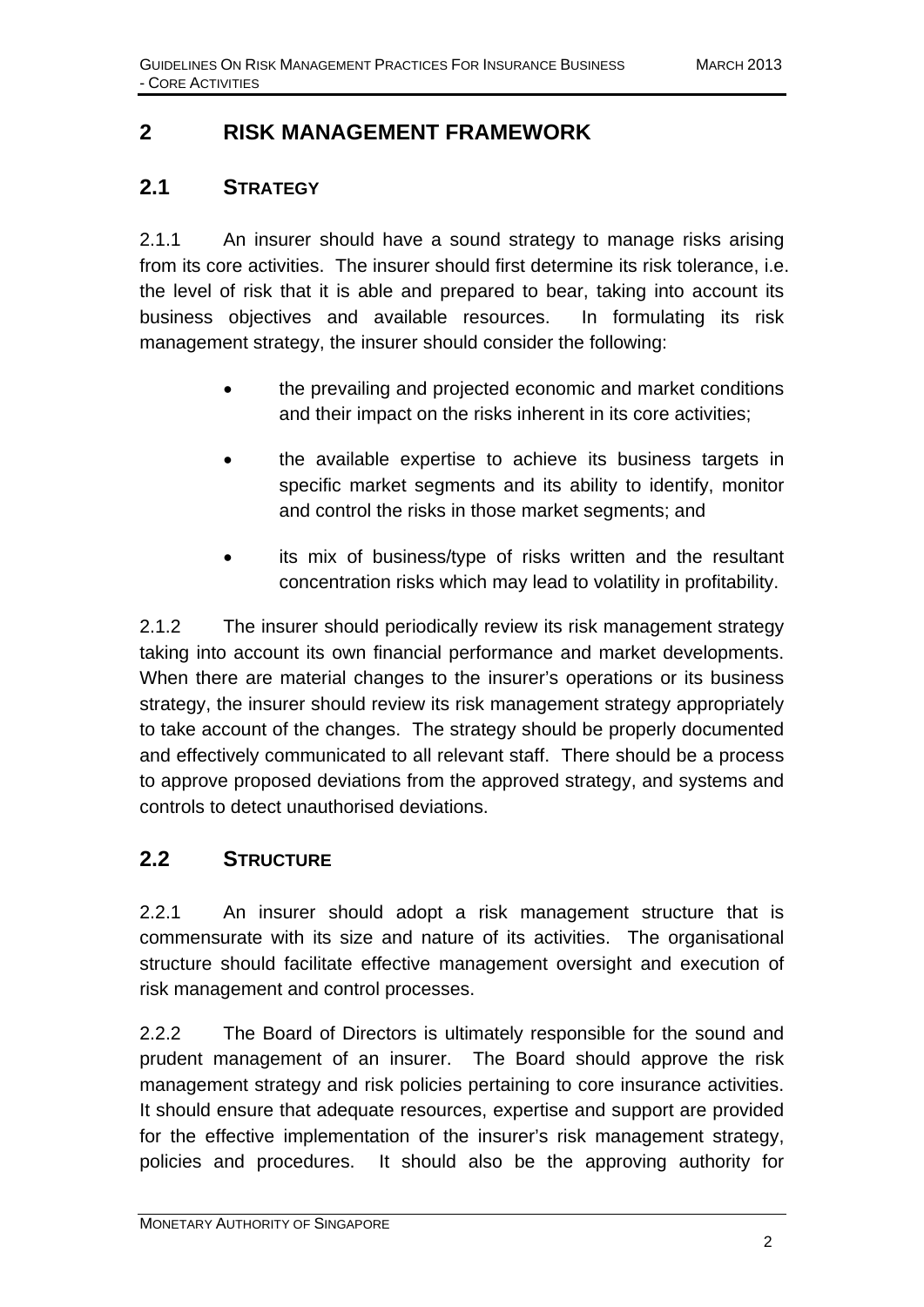# 2 RISK MANAGEMENT FRAMEWORK

## 2.1 STRATEGY

2.1.1 An insurer should have a sound strategy to manage risks arising from its core activities. The insurer should first determine its risk tolerance, i.e. the level of risk that it is able and prepared to bear, taking into account its business objectives and available resources. In formulating its risk management strategy, the insurer should consider the following:

- the prevailing and projected economic and market conditions and their impact on the risks inherent in its core activities;
- the available expertise to achieve its business targets in specific market segments and its ability to identify, monitor and control the risks in those market segments; and
- its mix of business/type of risks written and the resultant concentration risks which may lead to volatility in profitability.

2.1.2 The insurer should periodically review its risk management strategy taking into account its own financial performance and market developments. When there are material changes to the insurer's operations or its business strategy, the insurer should review its risk management strategy appropriately to take account of the changes. The strategy should be properly documented and effectively communicated to all relevant staff. There should be a process to approve proposed deviations from the approved strategy, and systems and controls to detect unauthorised deviations.

## 2.2 STRUCTURE

2.2.1 An insurer should adopt a risk management structure that is commensurate with its size and nature of its activities. The organisational structure should facilitate effective management oversight and execution of risk management and control processes.

2.2.2 The Board of Directors is ultimately responsible for the sound and prudent management of an insurer. The Board should approve the risk management strategy and risk policies pertaining to core insurance activities. It should ensure that adequate resources, expertise and support are provided for the effective implementation of the insurer's risk management strategy, policies and procedures. It should also be the approving authority for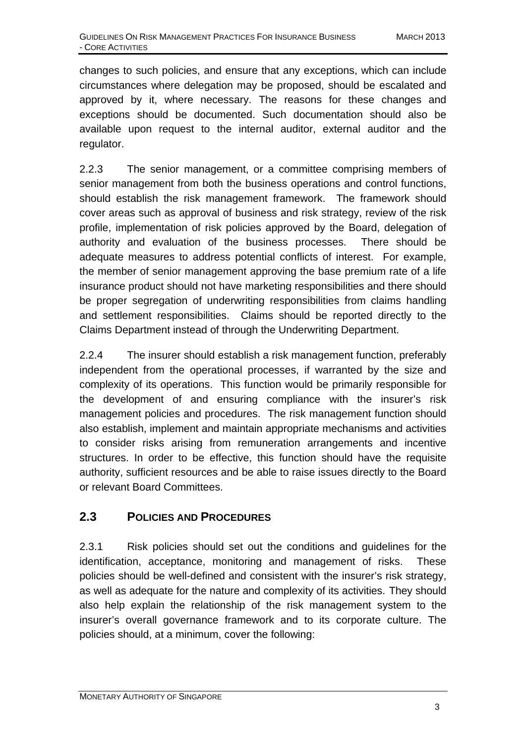changes to such policies, and ensure that any exceptions, which can include circumstances where delegation may be proposed, should be escalated and approved by it, where necessary. The reasons for these changes and exceptions should be documented. Such documentation should also be available upon request to the internal auditor, external auditor and the regulator.

2.2.3 The senior management, or a committee comprising members of senior management from both the business operations and control functions, should establish the risk management framework. The framework should cover areas such as approval of business and risk strategy, review of the risk profile, implementation of risk policies approved by the Board, delegation of authority and evaluation of the business processes. There should be adequate measures to address potential conflicts of interest. For example, the member of senior management approving the base premium rate of a life insurance product should not have marketing responsibilities and there should be proper segregation of underwriting responsibilities from claims handling and settlement responsibilities. Claims should be reported directly to the Claims Department instead of through the Underwriting Department.

2.2.4 The insurer should establish a risk management function, preferably independent from the operational processes, if warranted by the size and complexity of its operations. This function would be primarily responsible for the development of and ensuring compliance with the insurer's risk management policies and procedures. The risk management function should also establish, implement and maintain appropriate mechanisms and activities to consider risks arising from remuneration arrangements and incentive structures. In order to be effective, this function should have the requisite authority, sufficient resources and be able to raise issues directly to the Board or relevant Board Committees.

## 2.3 POLICIES AND PROCEDURES

2.3.1 Risk policies should set out the conditions and guidelines for the identification, acceptance, monitoring and management of risks. These policies should be well-defined and consistent with the insurer's risk strategy, as well as adequate for the nature and complexity of its activities. They should also help explain the relationship of the risk management system to the insurer's overall governance framework and to its corporate culture. The policies should, at a minimum, cover the following: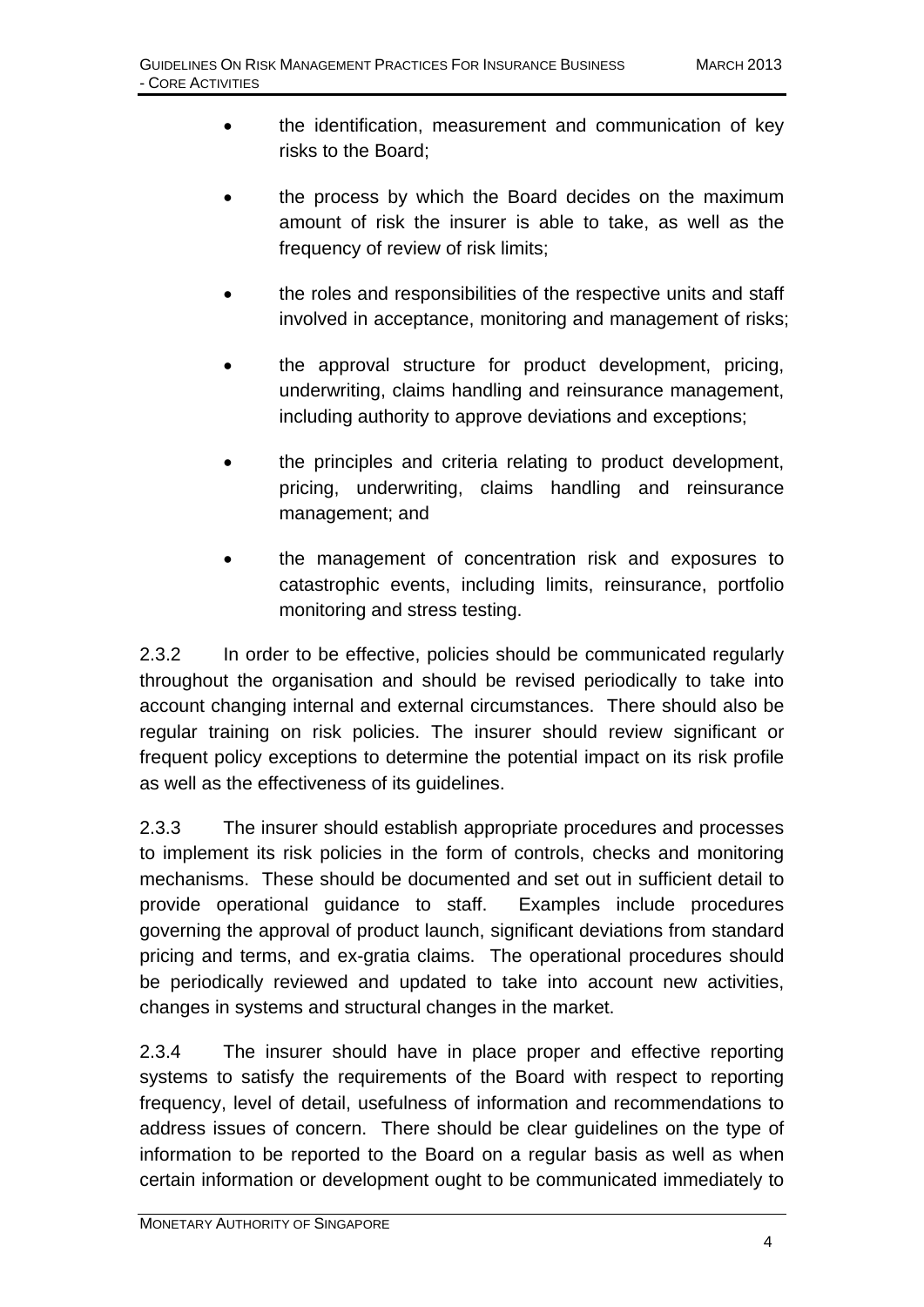- the identification, measurement and communication of key risks to the Board;
- the process by which the Board decides on the maximum amount of risk the insurer is able to take, as well as the frequency of review of risk limits;
- the roles and responsibilities of the respective units and staff involved in acceptance, monitoring and management of risks;
- the approval structure for product development, pricing, underwriting, claims handling and reinsurance management, including authority to approve deviations and exceptions;
- the principles and criteria relating to product development, pricing, underwriting, claims handling and reinsurance management; and
- the management of concentration risk and exposures to catastrophic events, including limits, reinsurance, portfolio monitoring and stress testing.

2.3.2 In order to be effective, policies should be communicated regularly throughout the organisation and should be revised periodically to take into account changing internal and external circumstances. There should also be regular training on risk policies. The insurer should review significant or frequent policy exceptions to determine the potential impact on its risk profile as well as the effectiveness of its guidelines.

2.3.3 The insurer should establish appropriate procedures and processes to implement its risk policies in the form of controls, checks and monitoring mechanisms. These should be documented and set out in sufficient detail to provide operational guidance to staff. Examples include procedures governing the approval of product launch, significant deviations from standard pricing and terms, and ex-gratia claims. The operational procedures should be periodically reviewed and updated to take into account new activities, changes in systems and structural changes in the market.

2.3.4 The insurer should have in place proper and effective reporting systems to satisfy the requirements of the Board with respect to reporting frequency, level of detail, usefulness of information and recommendations to address issues of concern. There should be clear guidelines on the type of information to be reported to the Board on a regular basis as well as when certain information or development ought to be communicated immediately to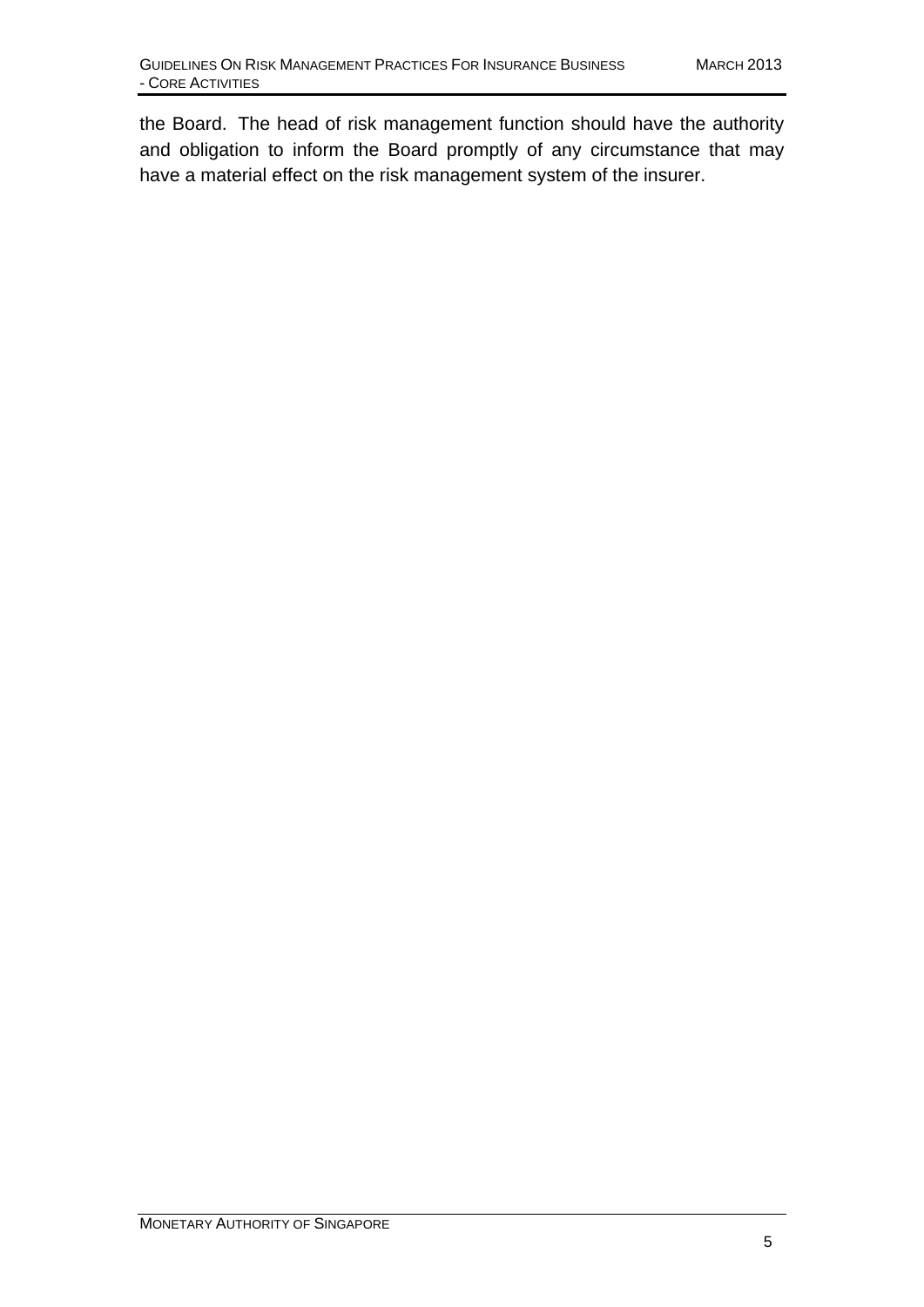the Board. The head of risk management function should have the authority and obligation to inform the Board promptly of any circumstance that may have a material effect on the risk management system of the insurer.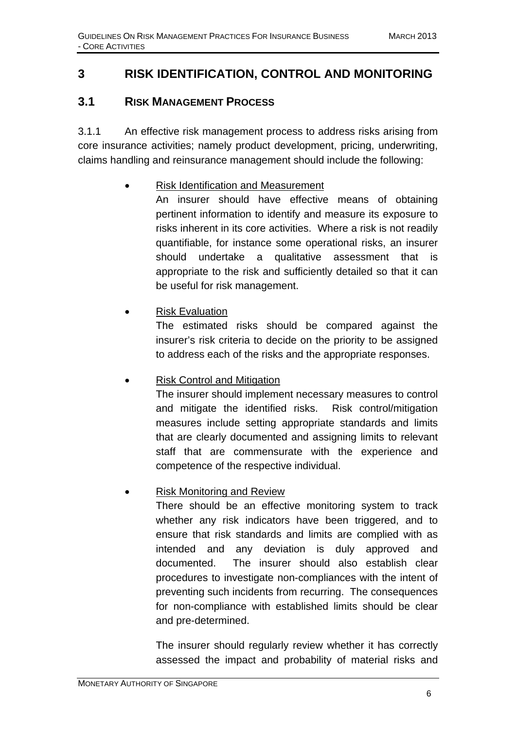# 3 RISK IDENTIFICATION, CONTROL AND MONITORING

## 3.1 RISK MANAGEMENT PROCESS

3.1.1 An effective risk management process to address risks arising from core insurance activities; namely product development, pricing, underwriting, claims handling and reinsurance management should include the following:

- Risk Identification and Measurement
  An insurer should have effective means of obtaining pertinent information to identify and measure its exposure to risks inherent in its core activities. Where a risk is not readily quantifiable, for instance some operational risks, an insurer should undertake a qualitative assessment that is appropriate to the risk and sufficiently detailed so that it can be useful for risk management.

- Risk Evaluation
  The estimated risks should be compared against the insurer's risk criteria to decide on the priority to be assigned to address each of the risks and the appropriate responses.

- Risk Control and Mitigation
  The insurer should implement necessary measures to control and mitigate the identified risks. Risk control/mitigation measures include setting appropriate standards and limits that are clearly documented and assigning limits to relevant staff that are commensurate with the experience and competence of the respective individual.

- Risk Monitoring and Review
  There should be an effective monitoring system to track whether any risk indicators have been triggered, and to ensure that risk standards and limits are complied with as intended and any deviation is duly approved and documented. The insurer should also establish clear procedures to investigate non-compliances with the intent of preventing such incidents from recurring. The consequences for non-compliance with established limits should be clear and pre-determined.

  The insurer should regularly review whether it has correctly assessed the impact and probability of material risks and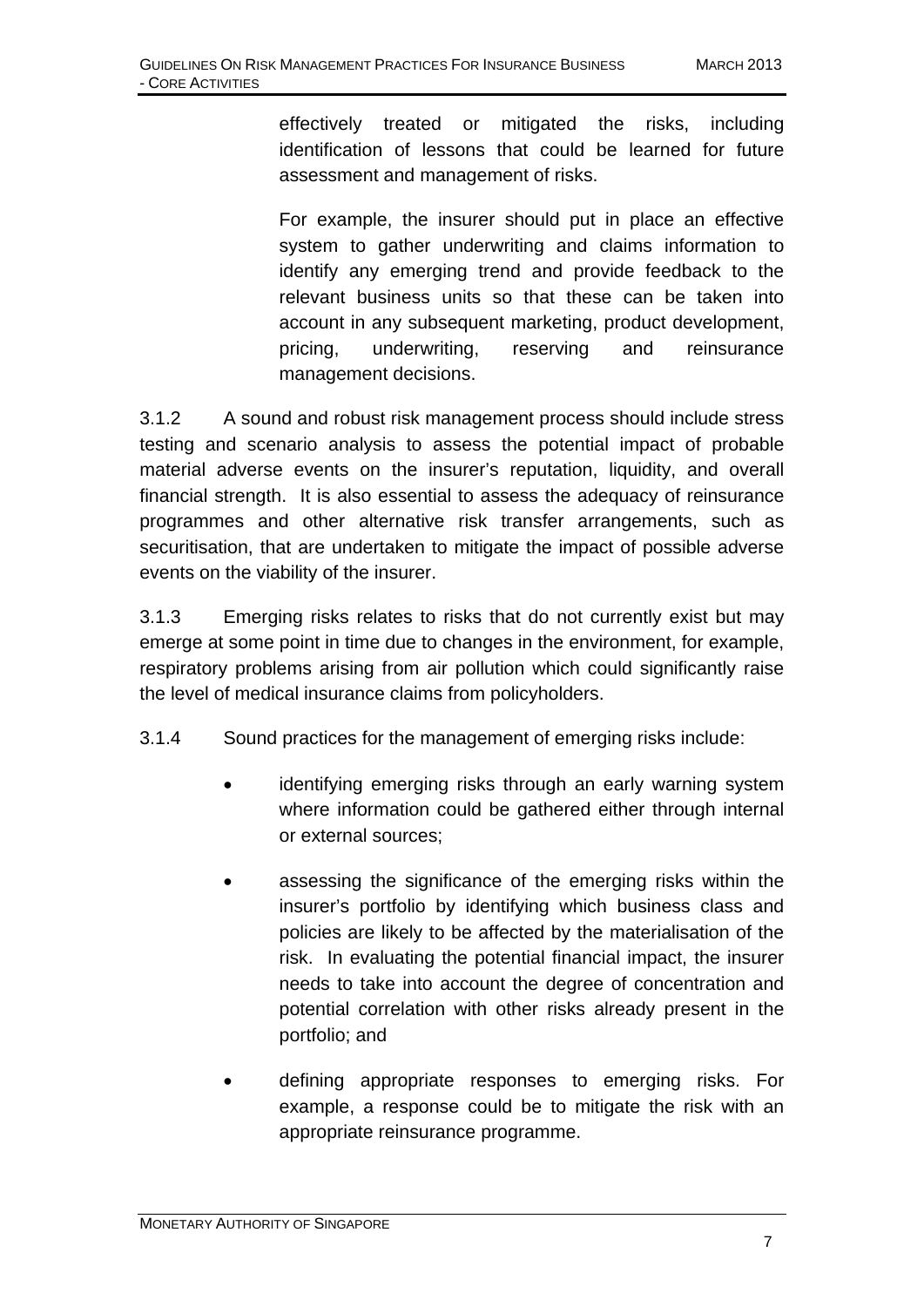effectively treated or mitigated the risks, including identification of lessons that could be learned for future assessment and management of risks.

For example, the insurer should put in place an effective system to gather underwriting and claims information to identify any emerging trend and provide feedback to the relevant business units so that these can be taken into account in any subsequent marketing, product development, pricing, underwriting, reserving and reinsurance management decisions.

3.1.2 A sound and robust risk management process should include stress testing and scenario analysis to assess the potential impact of probable material adverse events on the insurer's reputation, liquidity, and overall financial strength. It is also essential to assess the adequacy of reinsurance programmes and other alternative risk transfer arrangements, such as securitisation, that are undertaken to mitigate the impact of possible adverse events on the viability of the insurer.

3.1.3 Emerging risks relates to risks that do not currently exist but may emerge at some point in time due to changes in the environment, for example, respiratory problems arising from air pollution which could significantly raise the level of medical insurance claims from policyholders.

3.1.4 Sound practices for the management of emerging risks include:

- identifying emerging risks through an early warning system where information could be gathered either through internal or external sources;
- assessing the significance of the emerging risks within the insurer's portfolio by identifying which business class and policies are likely to be affected by the materialisation of the risk. In evaluating the potential financial impact, the insurer needs to take into account the degree of concentration and potential correlation with other risks already present in the portfolio; and
- defining appropriate responses to emerging risks. For example, a response could be to mitigate the risk with an appropriate reinsurance programme.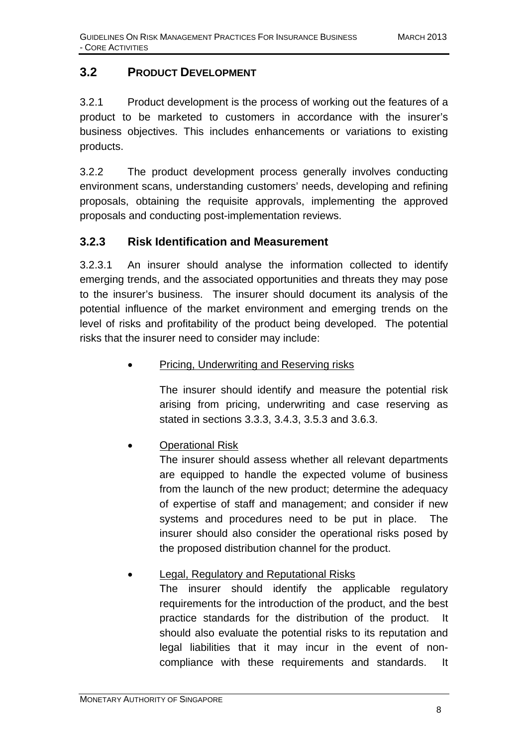## 3.2 PRODUCT DEVELOPMENT

3.2.1 Product development is the process of working out the features of a product to be marketed to customers in accordance with the insurer's business objectives. This includes enhancements or variations to existing products.

3.2.2 The product development process generally involves conducting environment scans, understanding customers' needs, developing and refining proposals, obtaining the requisite approvals, implementing the approved proposals and conducting post-implementation reviews.

### 3.2.3 Risk Identification and Measurement

3.2.3.1 An insurer should analyse the information collected to identify emerging trends, and the associated opportunities and threats they may pose to the insurer's business. The insurer should document its analysis of the potential influence of the market environment and emerging trends on the level of risks and profitability of the product being developed. The potential risks that the insurer need to consider may include:

- Pricing, Underwriting and Reserving risks

  The insurer should identify and measure the potential risk arising from pricing, underwriting and case reserving as stated in sections 3.3.3, 3.4.3, 3.5.3 and 3.6.3.

- Operational Risk

  The insurer should assess whether all relevant departments are equipped to handle the expected volume of business from the launch of the new product; determine the adequacy of expertise of staff and management; and consider if new systems and procedures need to be put in place. The insurer should also consider the operational risks posed by the proposed distribution channel for the product.

- Legal, Regulatory and Reputational Risks

  The insurer should identify the applicable regulatory requirements for the introduction of the product, and the best practice standards for the distribution of the product. It should also evaluate the potential risks to its reputation and legal liabilities that it may incur in the event of non-compliance with these requirements and standards. It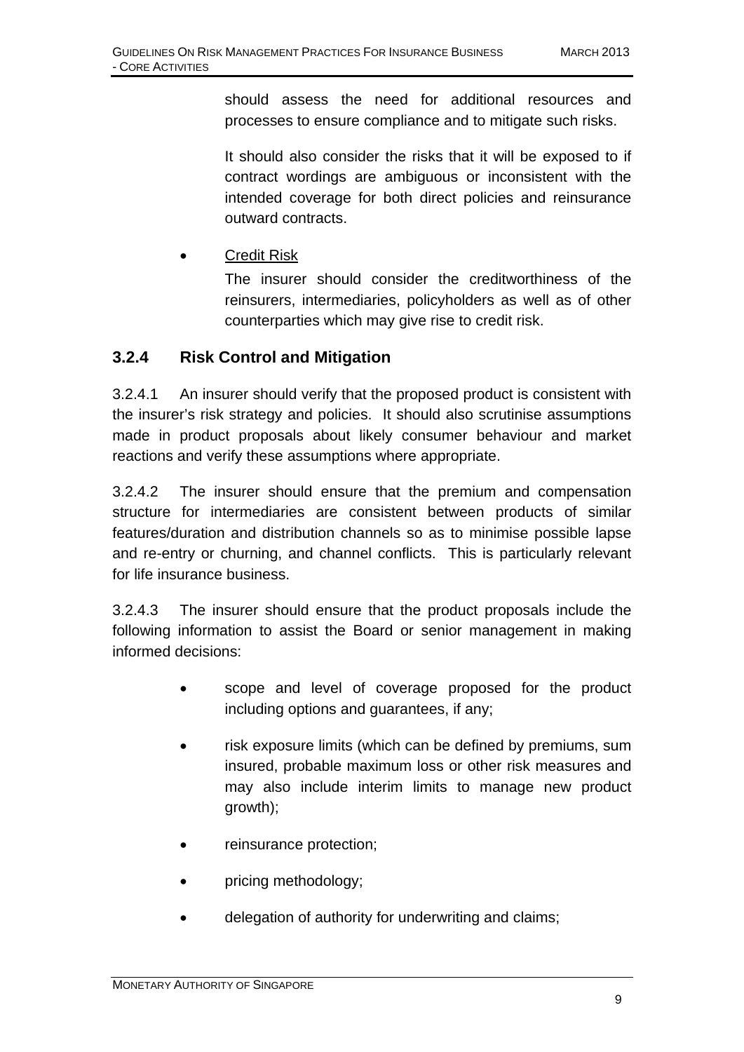should assess the need for additional resources and processes to ensure compliance and to mitigate such risks.

It should also consider the risks that it will be exposed to if contract wordings are ambiguous or inconsistent with the intended coverage for both direct policies and reinsurance outward contracts.

- Credit Risk

  The insurer should consider the creditworthiness of the reinsurers, intermediaries, policyholders as well as of other counterparties which may give rise to credit risk.

### 3.2.4 Risk Control and Mitigation

3.2.4.1 An insurer should verify that the proposed product is consistent with the insurer's risk strategy and policies. It should also scrutinise assumptions made in product proposals about likely consumer behaviour and market reactions and verify these assumptions where appropriate.

3.2.4.2 The insurer should ensure that the premium and compensation structure for intermediaries are consistent between products of similar features/duration and distribution channels so as to minimise possible lapse and re-entry or churning, and channel conflicts. This is particularly relevant for life insurance business.

3.2.4.3 The insurer should ensure that the product proposals include the following information to assist the Board or senior management in making informed decisions:

- scope and level of coverage proposed for the product including options and guarantees, if any;
- risk exposure limits (which can be defined by premiums, sum insured, probable maximum loss or other risk measures and may also include interim limits to manage new product growth);
- reinsurance protection;
- pricing methodology;
- delegation of authority for underwriting and claims;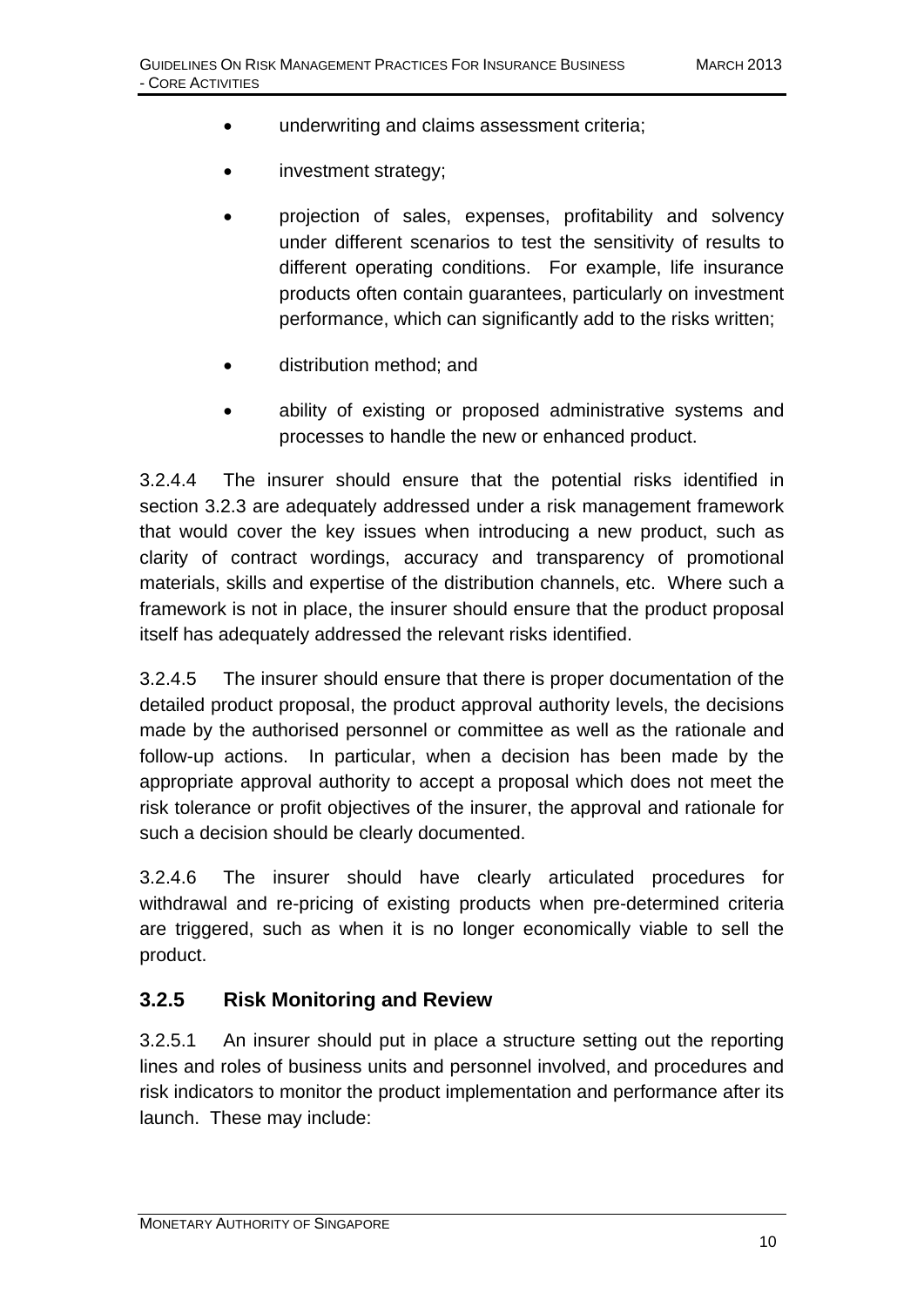- underwriting and claims assessment criteria;
- investment strategy;
- projection of sales, expenses, profitability and solvency under different scenarios to test the sensitivity of results to different operating conditions. For example, life insurance products often contain guarantees, particularly on investment performance, which can significantly add to the risks written;
- distribution method; and
- ability of existing or proposed administrative systems and processes to handle the new or enhanced product.

3.2.4.4 The insurer should ensure that the potential risks identified in section 3.2.3 are adequately addressed under a risk management framework that would cover the key issues when introducing a new product, such as clarity of contract wordings, accuracy and transparency of promotional materials, skills and expertise of the distribution channels, etc. Where such a framework is not in place, the insurer should ensure that the product proposal itself has adequately addressed the relevant risks identified.

3.2.4.5 The insurer should ensure that there is proper documentation of the detailed product proposal, the product approval authority levels, the decisions made by the authorised personnel or committee as well as the rationale and follow-up actions. In particular, when a decision has been made by the appropriate approval authority to accept a proposal which does not meet the risk tolerance or profit objectives of the insurer, the approval and rationale for such a decision should be clearly documented.

3.2.4.6 The insurer should have clearly articulated procedures for withdrawal and re-pricing of existing products when pre-determined criteria are triggered, such as when it is no longer economically viable to sell the product.

### 3.2.5 Risk Monitoring and Review

3.2.5.1 An insurer should put in place a structure setting out the reporting lines and roles of business units and personnel involved, and procedures and risk indicators to monitor the product implementation and performance after its launch. These may include: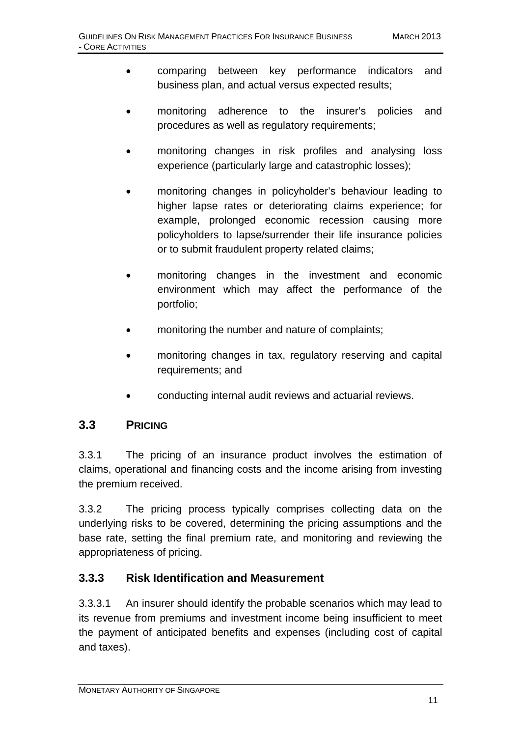- comparing between key performance indicators and business plan, and actual versus expected results;
- monitoring adherence to the insurer's policies and procedures as well as regulatory requirements;
- monitoring changes in risk profiles and analysing loss experience (particularly large and catastrophic losses);
- monitoring changes in policyholder's behaviour leading to higher lapse rates or deteriorating claims experience; for example, prolonged economic recession causing more policyholders to lapse/surrender their life insurance policies or to submit fraudulent property related claims;
- monitoring changes in the investment and economic environment which may affect the performance of the portfolio;
- monitoring the number and nature of complaints;
- monitoring changes in tax, regulatory reserving and capital requirements; and
- conducting internal audit reviews and actuarial reviews.

## 3.3 PRICING

3.3.1 The pricing of an insurance product involves the estimation of claims, operational and financing costs and the income arising from investing the premium received.

3.3.2 The pricing process typically comprises collecting data on the underlying risks to be covered, determining the pricing assumptions and the base rate, setting the final premium rate, and monitoring and reviewing the appropriateness of pricing.

### 3.3.3 Risk Identification and Measurement

3.3.3.1 An insurer should identify the probable scenarios which may lead to its revenue from premiums and investment income being insufficient to meet the payment of anticipated benefits and expenses (including cost of capital and taxes).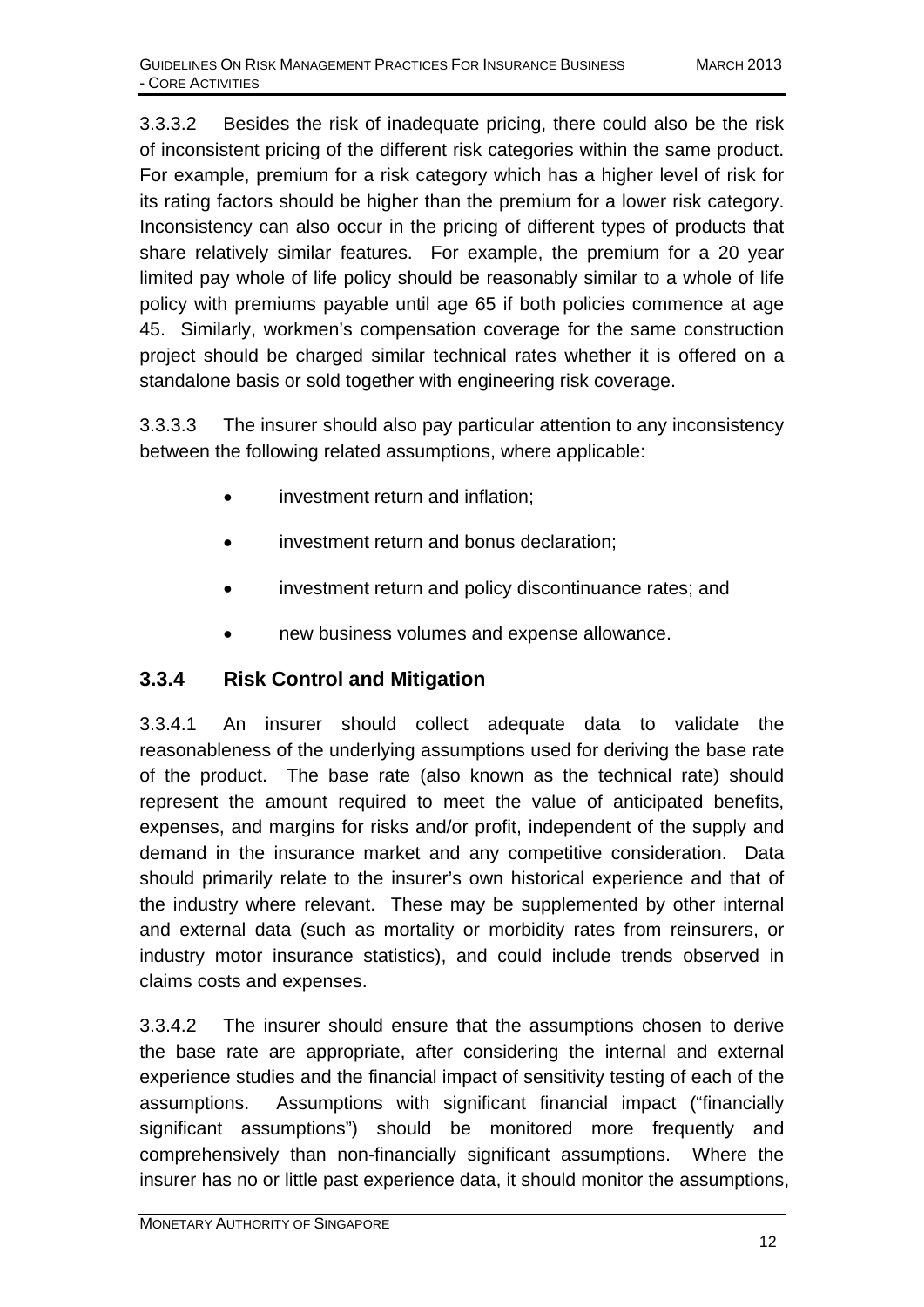3.3.3.2 Besides the risk of inadequate pricing, there could also be the risk of inconsistent pricing of the different risk categories within the same product. For example, premium for a risk category which has a higher level of risk for its rating factors should be higher than the premium for a lower risk category. Inconsistency can also occur in the pricing of different types of products that share relatively similar features. For example, the premium for a 20 year limited pay whole of life policy should be reasonably similar to a whole of life policy with premiums payable until age 65 if both policies commence at age 45. Similarly, workmen's compensation coverage for the same construction project should be charged similar technical rates whether it is offered on a standalone basis or sold together with engineering risk coverage.

3.3.3.3 The insurer should also pay particular attention to any inconsistency between the following related assumptions, where applicable:

- investment return and inflation;
- investment return and bonus declaration;
- investment return and policy discontinuance rates; and
- new business volumes and expense allowance.

### 3.3.4 Risk Control and Mitigation

3.3.4.1 An insurer should collect adequate data to validate the reasonableness of the underlying assumptions used for deriving the base rate of the product. The base rate (also known as the technical rate) should represent the amount required to meet the value of anticipated benefits, expenses, and margins for risks and/or profit, independent of the supply and demand in the insurance market and any competitive consideration. Data should primarily relate to the insurer's own historical experience and that of the industry where relevant. These may be supplemented by other internal and external data (such as mortality or morbidity rates from reinsurers, or industry motor insurance statistics), and could include trends observed in claims costs and expenses.

3.3.4.2 The insurer should ensure that the assumptions chosen to derive the base rate are appropriate, after considering the internal and external experience studies and the financial impact of sensitivity testing of each of the assumptions. Assumptions with significant financial impact ("financially significant assumptions") should be monitored more frequently and comprehensively than non-financially significant assumptions. Where the insurer has no or little past experience data, it should monitor the assumptions,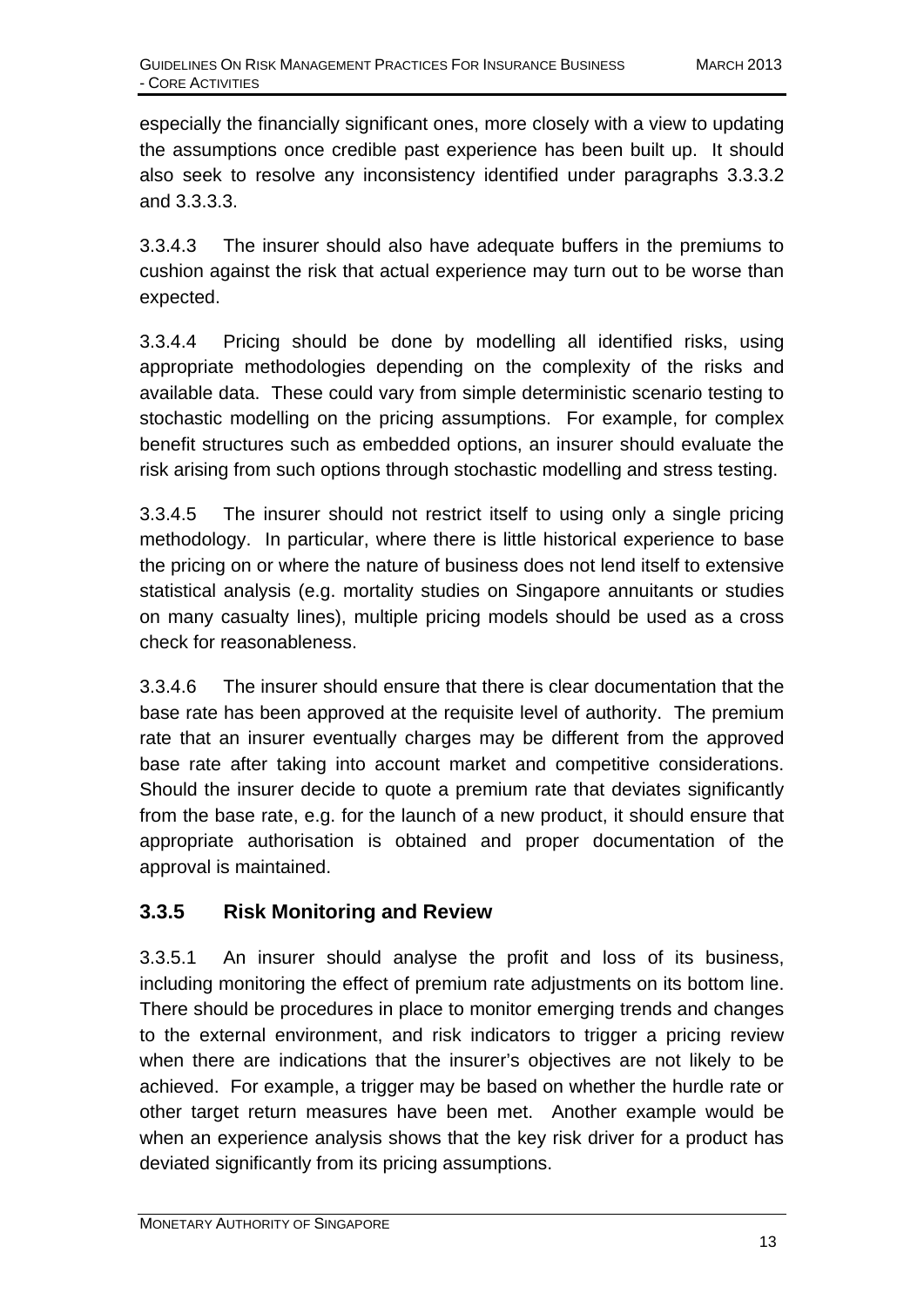especially the financially significant ones, more closely with a view to updating the assumptions once credible past experience has been built up. It should also seek to resolve any inconsistency identified under paragraphs 3.3.3.2 and 3.3.3.3.

3.3.4.3 The insurer should also have adequate buffers in the premiums to cushion against the risk that actual experience may turn out to be worse than expected.

3.3.4.4 Pricing should be done by modelling all identified risks, using appropriate methodologies depending on the complexity of the risks and available data. These could vary from simple deterministic scenario testing to stochastic modelling on the pricing assumptions. For example, for complex benefit structures such as embedded options, an insurer should evaluate the risk arising from such options through stochastic modelling and stress testing.

3.3.4.5 The insurer should not restrict itself to using only a single pricing methodology. In particular, where there is little historical experience to base the pricing on or where the nature of business does not lend itself to extensive statistical analysis (e.g. mortality studies on Singapore annuitants or studies on many casualty lines), multiple pricing models should be used as a cross check for reasonableness.

3.3.4.6 The insurer should ensure that there is clear documentation that the base rate has been approved at the requisite level of authority. The premium rate that an insurer eventually charges may be different from the approved base rate after taking into account market and competitive considerations. Should the insurer decide to quote a premium rate that deviates significantly from the base rate, e.g. for the launch of a new product, it should ensure that appropriate authorisation is obtained and proper documentation of the approval is maintained.

### 3.3.5 Risk Monitoring and Review

3.3.5.1 An insurer should analyse the profit and loss of its business, including monitoring the effect of premium rate adjustments on its bottom line. There should be procedures in place to monitor emerging trends and changes to the external environment, and risk indicators to trigger a pricing review when there are indications that the insurer's objectives are not likely to be achieved. For example, a trigger may be based on whether the hurdle rate or other target return measures have been met. Another example would be when an experience analysis shows that the key risk driver for a product has deviated significantly from its pricing assumptions.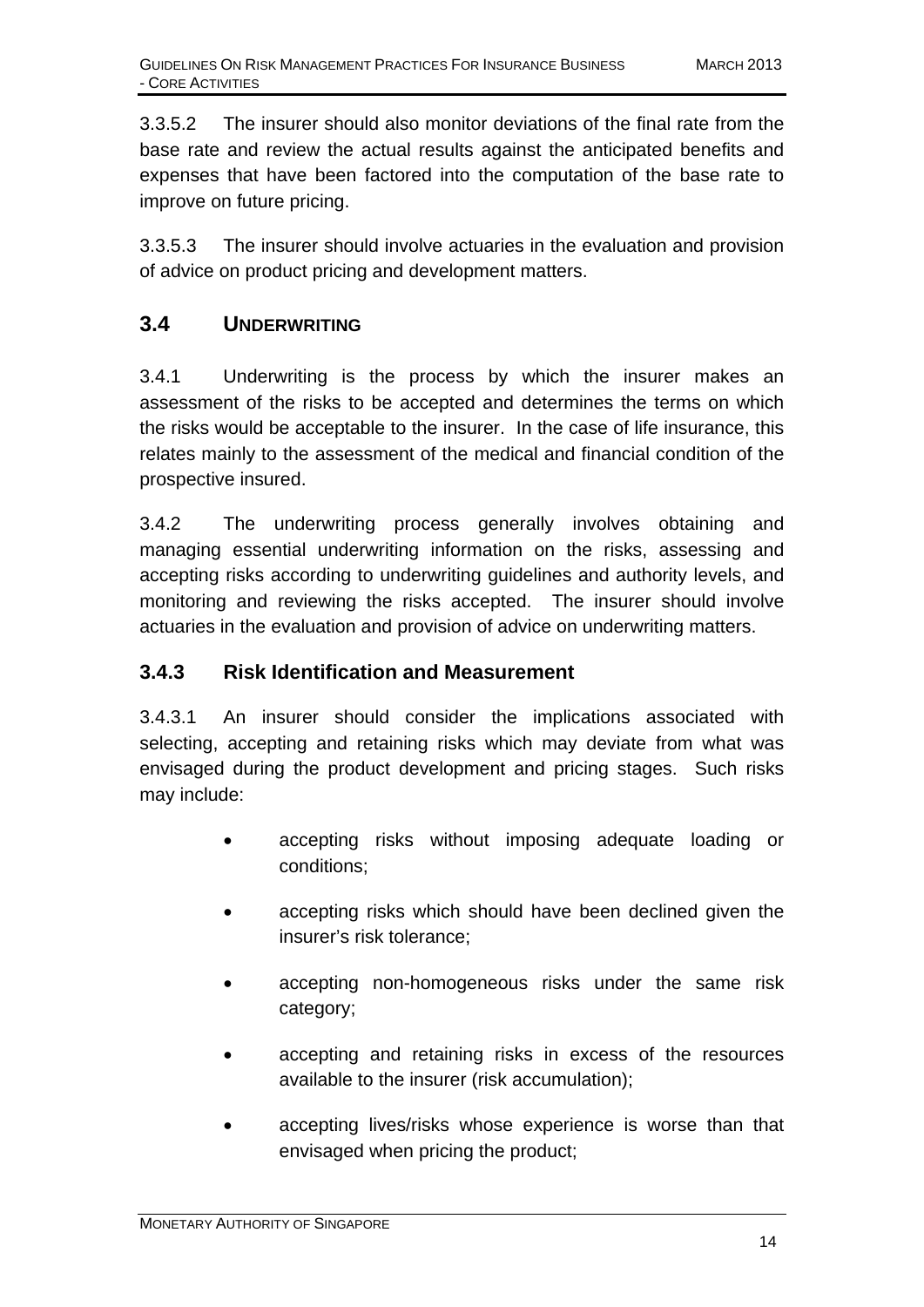3.3.5.2 The insurer should also monitor deviations of the final rate from the base rate and review the actual results against the anticipated benefits and expenses that have been factored into the computation of the base rate to improve on future pricing.

3.3.5.3 The insurer should involve actuaries in the evaluation and provision of advice on product pricing and development matters.

## 3.4 UNDERWRITING

3.4.1 Underwriting is the process by which the insurer makes an assessment of the risks to be accepted and determines the terms on which the risks would be acceptable to the insurer. In the case of life insurance, this relates mainly to the assessment of the medical and financial condition of the prospective insured.

3.4.2 The underwriting process generally involves obtaining and managing essential underwriting information on the risks, assessing and accepting risks according to underwriting guidelines and authority levels, and monitoring and reviewing the risks accepted. The insurer should involve actuaries in the evaluation and provision of advice on underwriting matters.

### 3.4.3 Risk Identification and Measurement

3.4.3.1 An insurer should consider the implications associated with selecting, accepting and retaining risks which may deviate from what was envisaged during the product development and pricing stages. Such risks may include:

- accepting risks without imposing adequate loading or conditions;
- accepting risks which should have been declined given the insurer's risk tolerance;
- accepting non-homogeneous risks under the same risk category;
- accepting and retaining risks in excess of the resources available to the insurer (risk accumulation);
- accepting lives/risks whose experience is worse than that envisaged when pricing the product;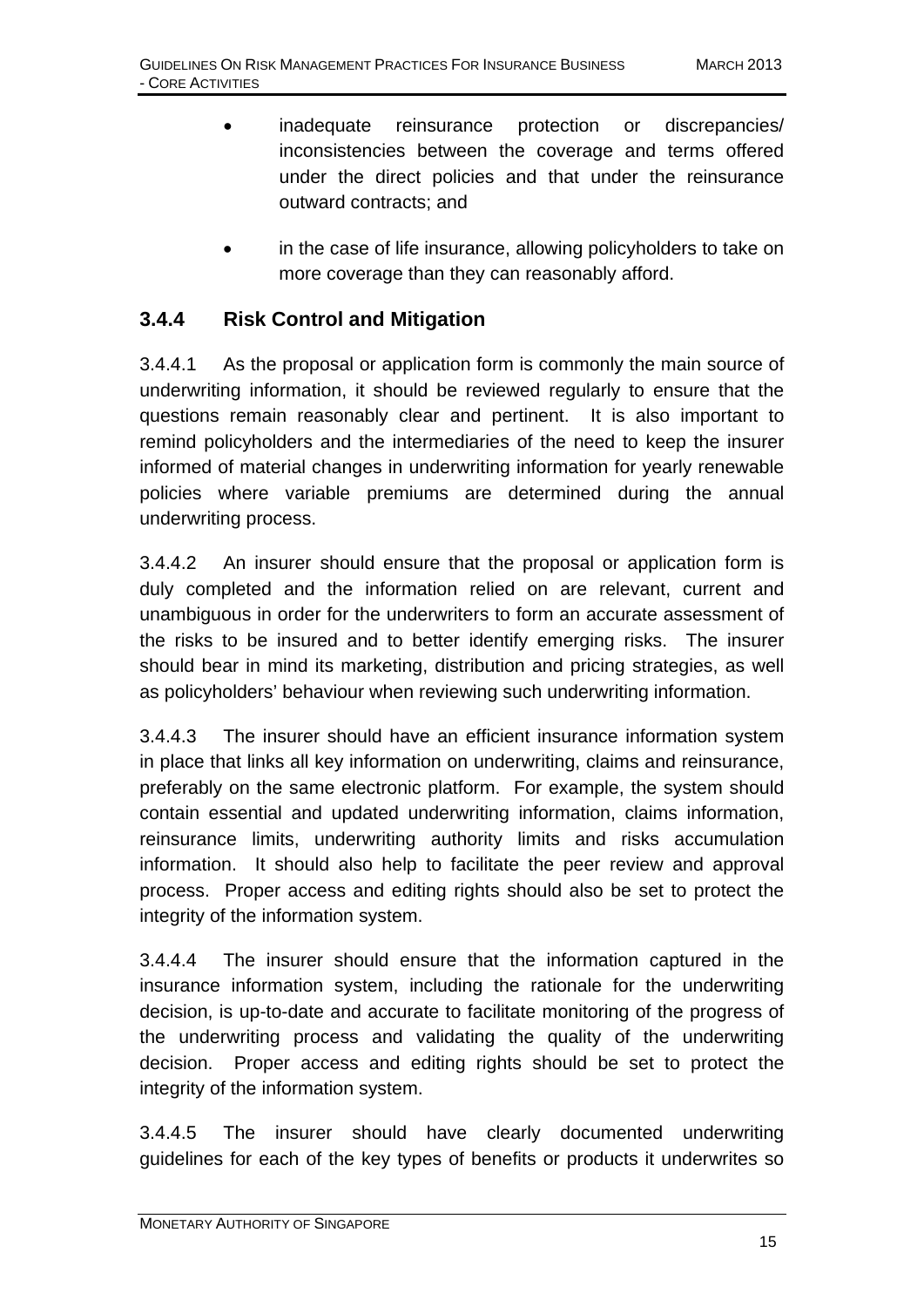- inadequate reinsurance protection or discrepancies/ inconsistencies between the coverage and terms offered under the direct policies and that under the reinsurance outward contracts; and

- in the case of life insurance, allowing policyholders to take on more coverage than they can reasonably afford.

### 3.4.4 Risk Control and Mitigation

3.4.4.1 As the proposal or application form is commonly the main source of underwriting information, it should be reviewed regularly to ensure that the questions remain reasonably clear and pertinent. It is also important to remind policyholders and the intermediaries of the need to keep the insurer informed of material changes in underwriting information for yearly renewable policies where variable premiums are determined during the annual underwriting process.

3.4.4.2 An insurer should ensure that the proposal or application form is duly completed and the information relied on are relevant, current and unambiguous in order for the underwriters to form an accurate assessment of the risks to be insured and to better identify emerging risks. The insurer should bear in mind its marketing, distribution and pricing strategies, as well as policyholders' behaviour when reviewing such underwriting information.

3.4.4.3 The insurer should have an efficient insurance information system in place that links all key information on underwriting, claims and reinsurance, preferably on the same electronic platform. For example, the system should contain essential and updated underwriting information, claims information, reinsurance limits, underwriting authority limits and risks accumulation information. It should also help to facilitate the peer review and approval process. Proper access and editing rights should also be set to protect the integrity of the information system.

3.4.4.4 The insurer should ensure that the information captured in the insurance information system, including the rationale for the underwriting decision, is up-to-date and accurate to facilitate monitoring of the progress of the underwriting process and validating the quality of the underwriting decision. Proper access and editing rights should be set to protect the integrity of the information system.

3.4.4.5 The insurer should have clearly documented underwriting guidelines for each of the key types of benefits or products it underwrites so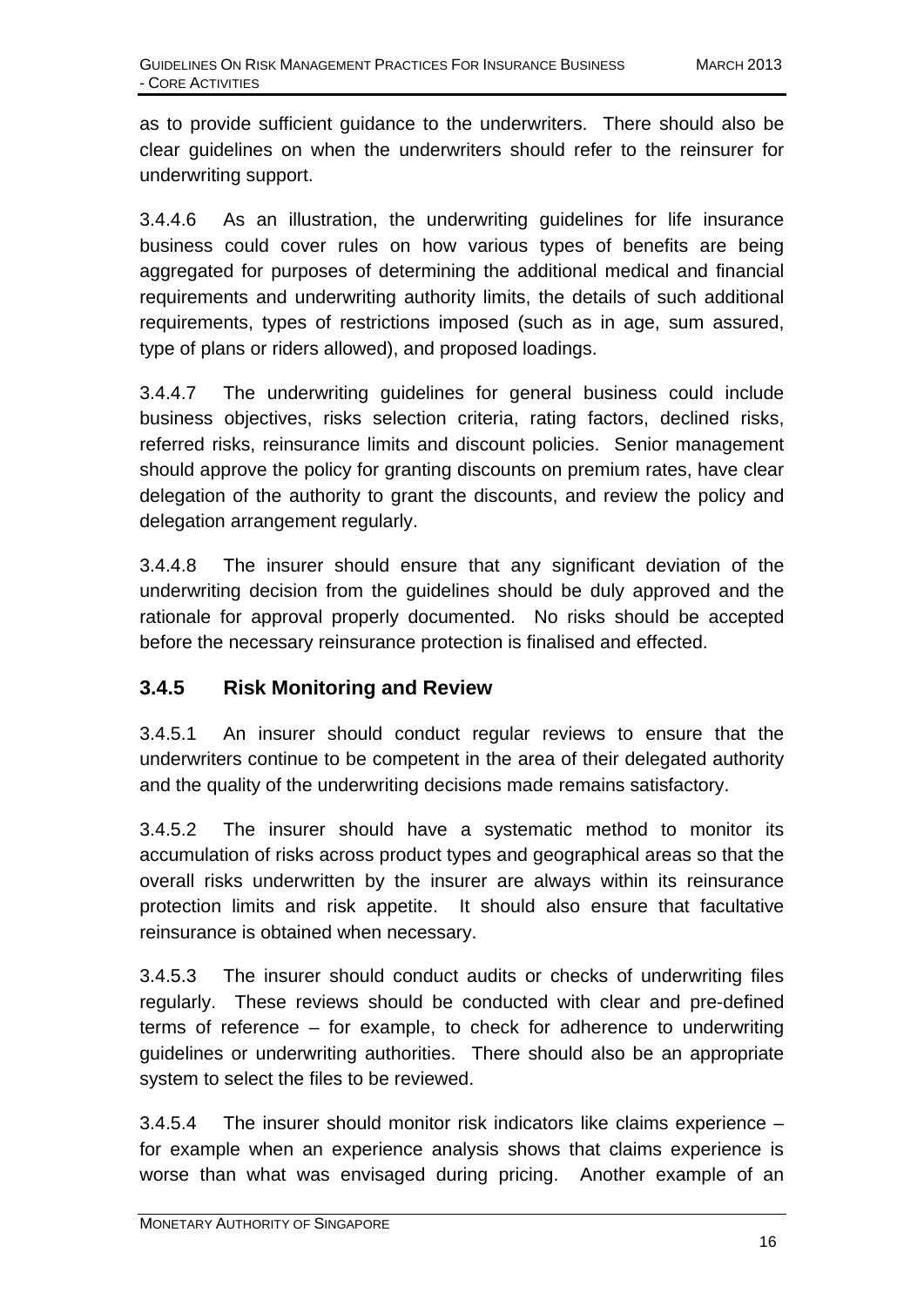as to provide sufficient guidance to the underwriters. There should also be clear guidelines on when the underwriters should refer to the reinsurer for underwriting support.

3.4.4.6 As an illustration, the underwriting guidelines for life insurance business could cover rules on how various types of benefits are being aggregated for purposes of determining the additional medical and financial requirements and underwriting authority limits, the details of such additional requirements, types of restrictions imposed (such as in age, sum assured, type of plans or riders allowed), and proposed loadings.

3.4.4.7 The underwriting guidelines for general business could include business objectives, risks selection criteria, rating factors, declined risks, referred risks, reinsurance limits and discount policies. Senior management should approve the policy for granting discounts on premium rates, have clear delegation of the authority to grant the discounts, and review the policy and delegation arrangement regularly.

3.4.4.8 The insurer should ensure that any significant deviation of the underwriting decision from the guidelines should be duly approved and the rationale for approval properly documented. No risks should be accepted before the necessary reinsurance protection is finalised and effected.

### 3.4.5 Risk Monitoring and Review

3.4.5.1 An insurer should conduct regular reviews to ensure that the underwriters continue to be competent in the area of their delegated authority and the quality of the underwriting decisions made remains satisfactory.

3.4.5.2 The insurer should have a systematic method to monitor its accumulation of risks across product types and geographical areas so that the overall risks underwritten by the insurer are always within its reinsurance protection limits and risk appetite. It should also ensure that facultative reinsurance is obtained when necessary.

3.4.5.3 The insurer should conduct audits or checks of underwriting files regularly. These reviews should be conducted with clear and pre-defined terms of reference – for example, to check for adherence to underwriting guidelines or underwriting authorities. There should also be an appropriate system to select the files to be reviewed.

3.4.5.4 The insurer should monitor risk indicators like claims experience – for example when an experience analysis shows that claims experience is worse than what was envisaged during pricing. Another example of an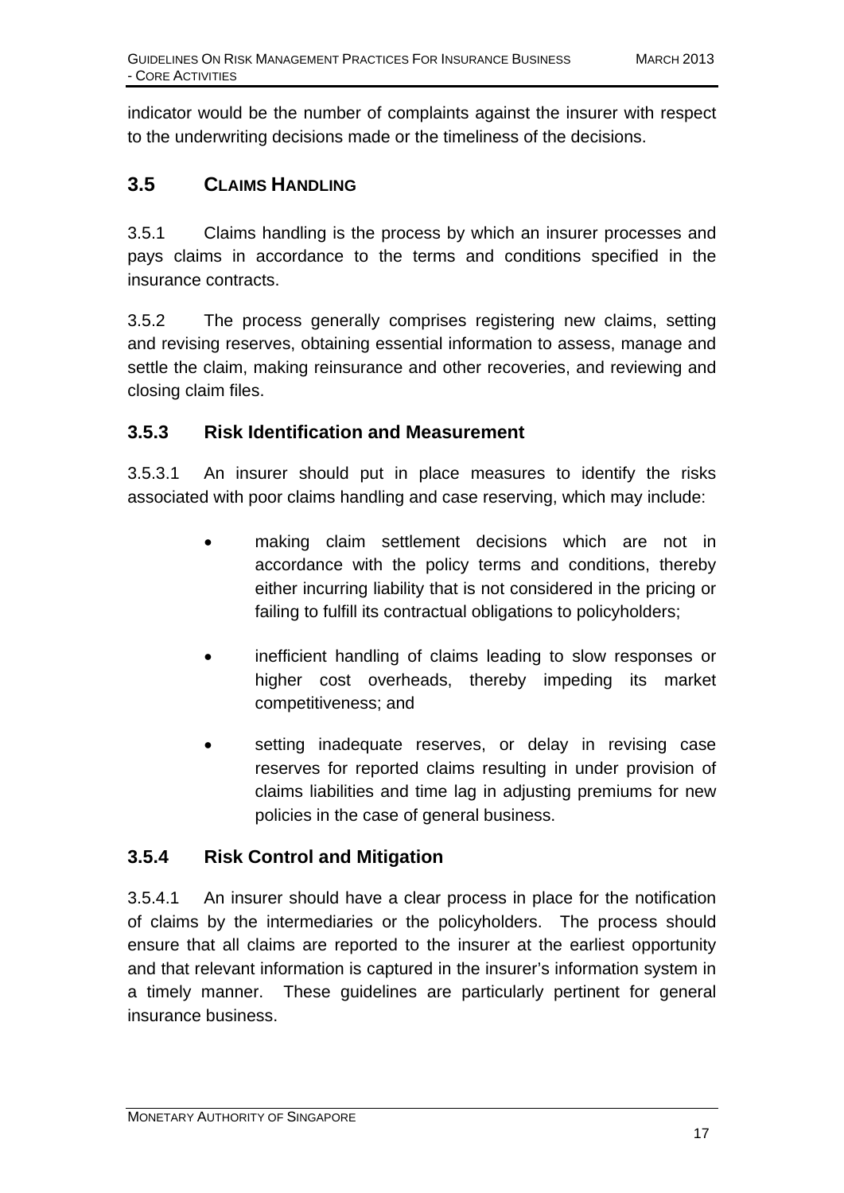indicator would be the number of complaints against the insurer with respect to the underwriting decisions made or the timeliness of the decisions.

## 3.5 CLAIMS HANDLING

3.5.1 Claims handling is the process by which an insurer processes and pays claims in accordance to the terms and conditions specified in the insurance contracts.

3.5.2 The process generally comprises registering new claims, setting and revising reserves, obtaining essential information to assess, manage and settle the claim, making reinsurance and other recoveries, and reviewing and closing claim files.

### 3.5.3 Risk Identification and Measurement

3.5.3.1 An insurer should put in place measures to identify the risks associated with poor claims handling and case reserving, which may include:

- making claim settlement decisions which are not in accordance with the policy terms and conditions, thereby either incurring liability that is not considered in the pricing or failing to fulfill its contractual obligations to policyholders;
- inefficient handling of claims leading to slow responses or higher cost overheads, thereby impeding its market competitiveness; and
- setting inadequate reserves, or delay in revising case reserves for reported claims resulting in under provision of claims liabilities and time lag in adjusting premiums for new policies in the case of general business.

### 3.5.4 Risk Control and Mitigation

3.5.4.1 An insurer should have a clear process in place for the notification of claims by the intermediaries or the policyholders. The process should ensure that all claims are reported to the insurer at the earliest opportunity and that relevant information is captured in the insurer's information system in a timely manner. These guidelines are particularly pertinent for general insurance business.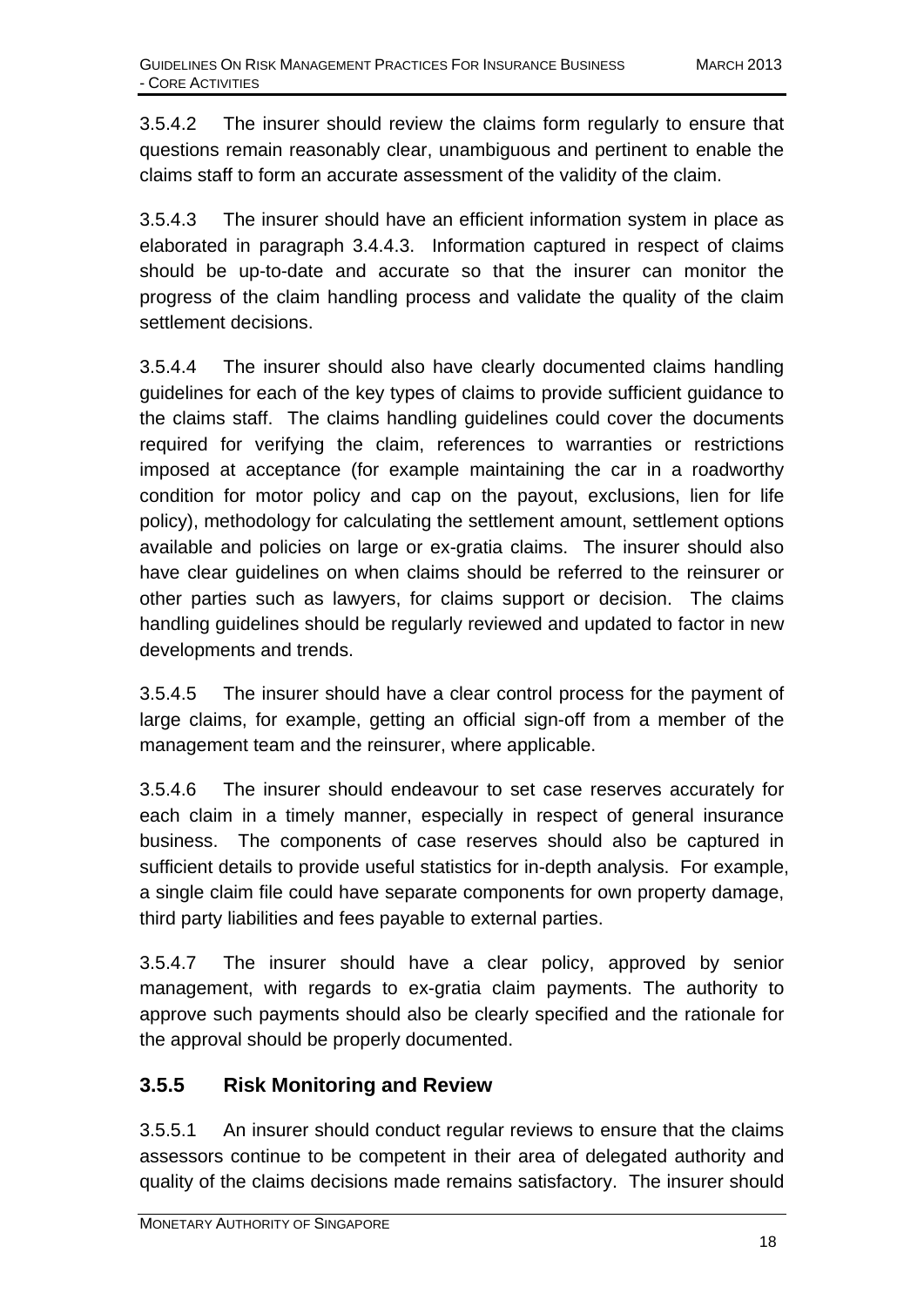3.5.4.2 The insurer should review the claims form regularly to ensure that questions remain reasonably clear, unambiguous and pertinent to enable the claims staff to form an accurate assessment of the validity of the claim.

3.5.4.3 The insurer should have an efficient information system in place as elaborated in paragraph 3.4.4.3. Information captured in respect of claims should be up-to-date and accurate so that the insurer can monitor the progress of the claim handling process and validate the quality of the claim settlement decisions.

3.5.4.4 The insurer should also have clearly documented claims handling guidelines for each of the key types of claims to provide sufficient guidance to the claims staff. The claims handling guidelines could cover the documents required for verifying the claim, references to warranties or restrictions imposed at acceptance (for example maintaining the car in a roadworthy condition for motor policy and cap on the payout, exclusions, lien for life policy), methodology for calculating the settlement amount, settlement options available and policies on large or ex-gratia claims. The insurer should also have clear guidelines on when claims should be referred to the reinsurer or other parties such as lawyers, for claims support or decision. The claims handling guidelines should be regularly reviewed and updated to factor in new developments and trends.

3.5.4.5 The insurer should have a clear control process for the payment of large claims, for example, getting an official sign-off from a member of the management team and the reinsurer, where applicable.

3.5.4.6 The insurer should endeavour to set case reserves accurately for each claim in a timely manner, especially in respect of general insurance business. The components of case reserves should also be captured in sufficient details to provide useful statistics for in-depth analysis. For example, a single claim file could have separate components for own property damage, third party liabilities and fees payable to external parties.

3.5.4.7 The insurer should have a clear policy, approved by senior management, with regards to ex-gratia claim payments. The authority to approve such payments should also be clearly specified and the rationale for the approval should be properly documented.

### 3.5.5 Risk Monitoring and Review

3.5.5.1 An insurer should conduct regular reviews to ensure that the claims assessors continue to be competent in their area of delegated authority and quality of the claims decisions made remains satisfactory. The insurer should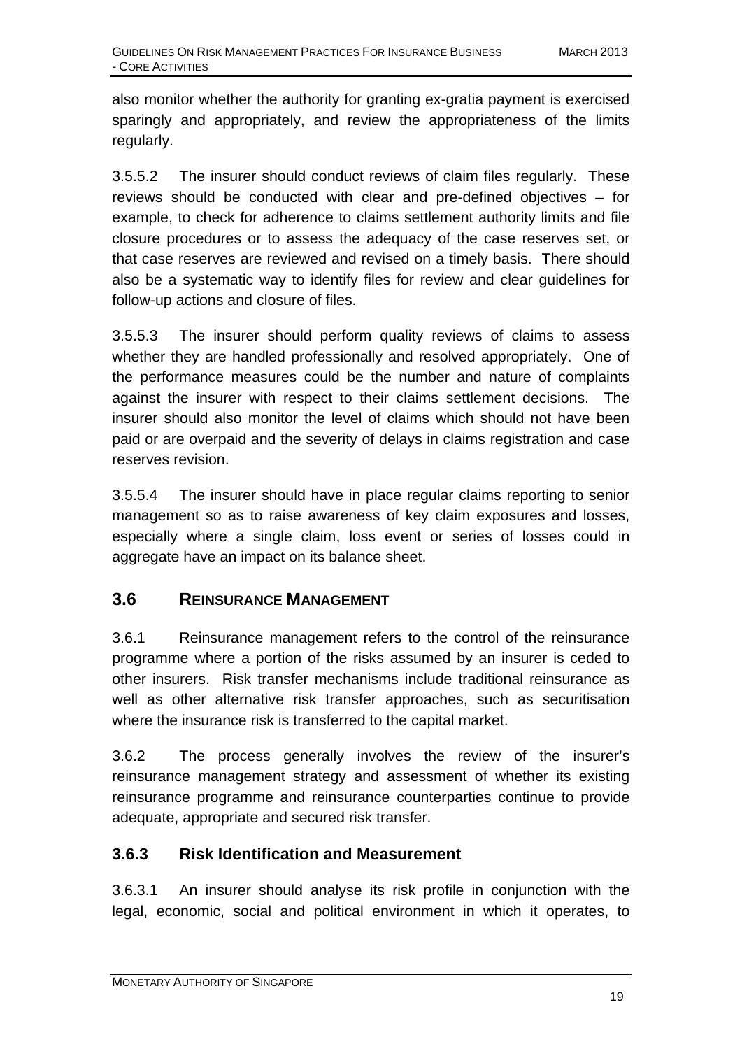also monitor whether the authority for granting ex-gratia payment is exercised sparingly and appropriately, and review the appropriateness of the limits regularly.

3.5.5.2 The insurer should conduct reviews of claim files regularly. These reviews should be conducted with clear and pre-defined objectives – for example, to check for adherence to claims settlement authority limits and file closure procedures or to assess the adequacy of the case reserves set, or that case reserves are reviewed and revised on a timely basis. There should also be a systematic way to identify files for review and clear guidelines for follow-up actions and closure of files.

3.5.5.3 The insurer should perform quality reviews of claims to assess whether they are handled professionally and resolved appropriately. One of the performance measures could be the number and nature of complaints against the insurer with respect to their claims settlement decisions. The insurer should also monitor the level of claims which should not have been paid or are overpaid and the severity of delays in claims registration and case reserves revision.

3.5.5.4 The insurer should have in place regular claims reporting to senior management so as to raise awareness of key claim exposures and losses, especially where a single claim, loss event or series of losses could in aggregate have an impact on its balance sheet.

## 3.6 REINSURANCE MANAGEMENT

3.6.1 Reinsurance management refers to the control of the reinsurance programme where a portion of the risks assumed by an insurer is ceded to other insurers. Risk transfer mechanisms include traditional reinsurance as well as other alternative risk transfer approaches, such as securitisation where the insurance risk is transferred to the capital market.

3.6.2 The process generally involves the review of the insurer's reinsurance management strategy and assessment of whether its existing reinsurance programme and reinsurance counterparties continue to provide adequate, appropriate and secured risk transfer.

### 3.6.3 Risk Identification and Measurement

3.6.3.1 An insurer should analyse its risk profile in conjunction with the legal, economic, social and political environment in which it operates, to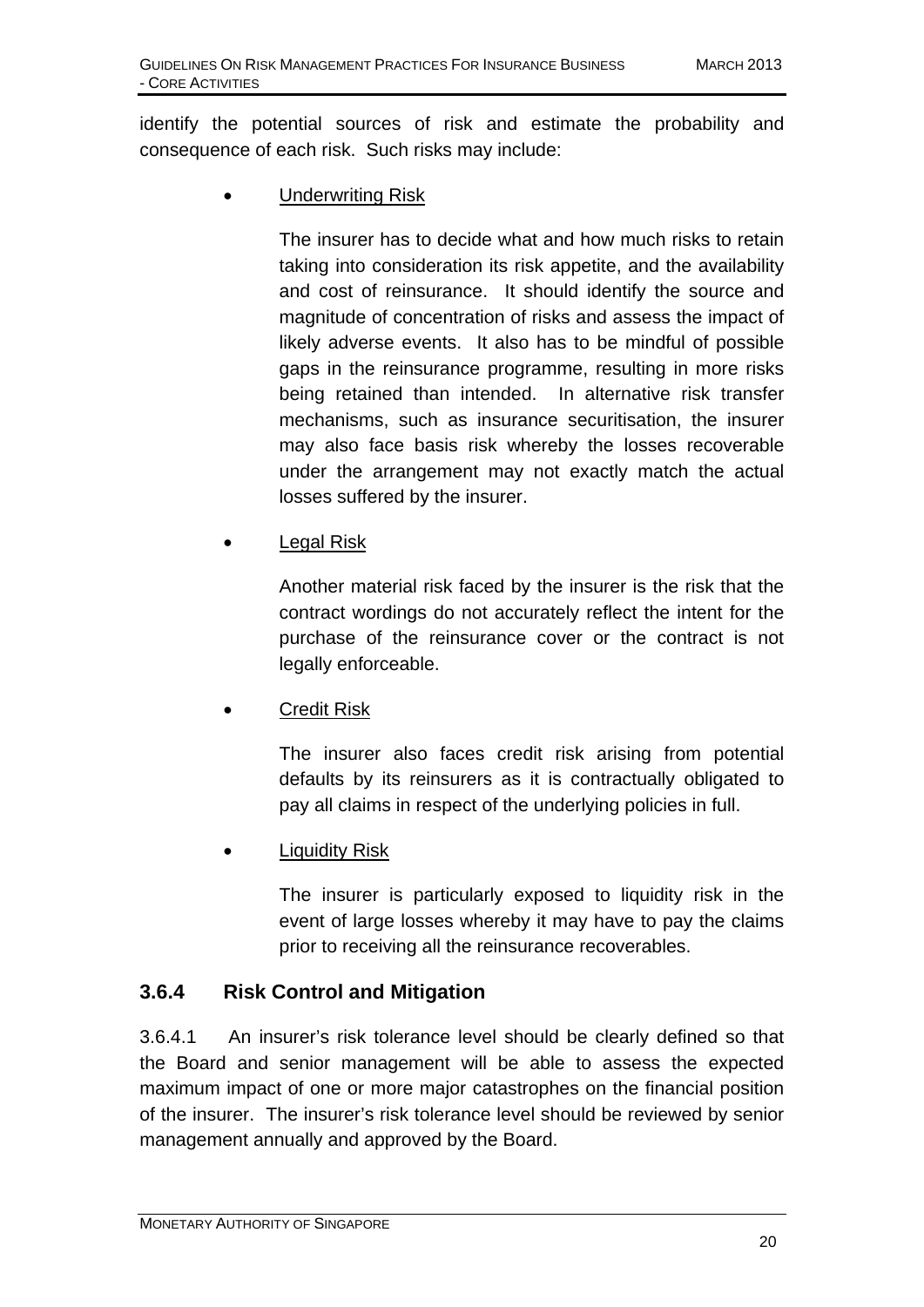identify the potential sources of risk and estimate the probability and consequence of each risk. Such risks may include:

- <u>Underwriting Risk</u>

  The insurer has to decide what and how much risks to retain taking into consideration its risk appetite, and the availability and cost of reinsurance. It should identify the source and magnitude of concentration of risks and assess the impact of likely adverse events. It also has to be mindful of possible gaps in the reinsurance programme, resulting in more risks being retained than intended. In alternative risk transfer mechanisms, such as insurance securitisation, the insurer may also face basis risk whereby the losses recoverable under the arrangement may not exactly match the actual losses suffered by the insurer.

- <u>Legal Risk</u>

  Another material risk faced by the insurer is the risk that the contract wordings do not accurately reflect the intent for the purchase of the reinsurance cover or the contract is not legally enforceable.

- <u>Credit Risk</u>

  The insurer also faces credit risk arising from potential defaults by its reinsurers as it is contractually obligated to pay all claims in respect of the underlying policies in full.

- <u>Liquidity Risk</u>

  The insurer is particularly exposed to liquidity risk in the event of large losses whereby it may have to pay the claims prior to receiving all the reinsurance recoverables.

### 3.6.4 Risk Control and Mitigation

3.6.4.1 An insurer's risk tolerance level should be clearly defined so that the Board and senior management will be able to assess the expected maximum impact of one or more major catastrophes on the financial position of the insurer. The insurer's risk tolerance level should be reviewed by senior management annually and approved by the Board.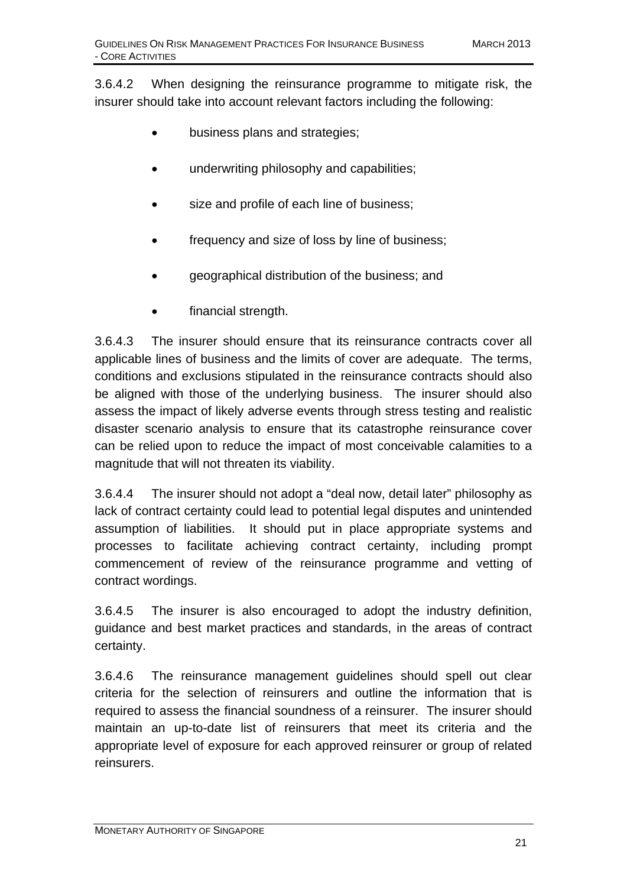3.6.4.2 When designing the reinsurance programme to mitigate risk, the insurer should take into account relevant factors including the following:

- business plans and strategies;
- underwriting philosophy and capabilities;
- size and profile of each line of business;
- frequency and size of loss by line of business;
- geographical distribution of the business; and
- financial strength.

3.6.4.3 The insurer should ensure that its reinsurance contracts cover all applicable lines of business and the limits of cover are adequate. The terms, conditions and exclusions stipulated in the reinsurance contracts should also be aligned with those of the underlying business. The insurer should also assess the impact of likely adverse events through stress testing and realistic disaster scenario analysis to ensure that its catastrophe reinsurance cover can be relied upon to reduce the impact of most conceivable calamities to a magnitude that will not threaten its viability.

3.6.4.4 The insurer should not adopt a "deal now, detail later" philosophy as lack of contract certainty could lead to potential legal disputes and unintended assumption of liabilities. It should put in place appropriate systems and processes to facilitate achieving contract certainty, including prompt commencement of review of the reinsurance programme and vetting of contract wordings.

3.6.4.5 The insurer is also encouraged to adopt the industry definition, guidance and best market practices and standards, in the areas of contract certainty.

3.6.4.6 The reinsurance management guidelines should spell out clear criteria for the selection of reinsurers and outline the information that is required to assess the financial soundness of a reinsurer. The insurer should maintain an up-to-date list of reinsurers that meet its criteria and the appropriate level of exposure for each approved reinsurer or group of related reinsurers.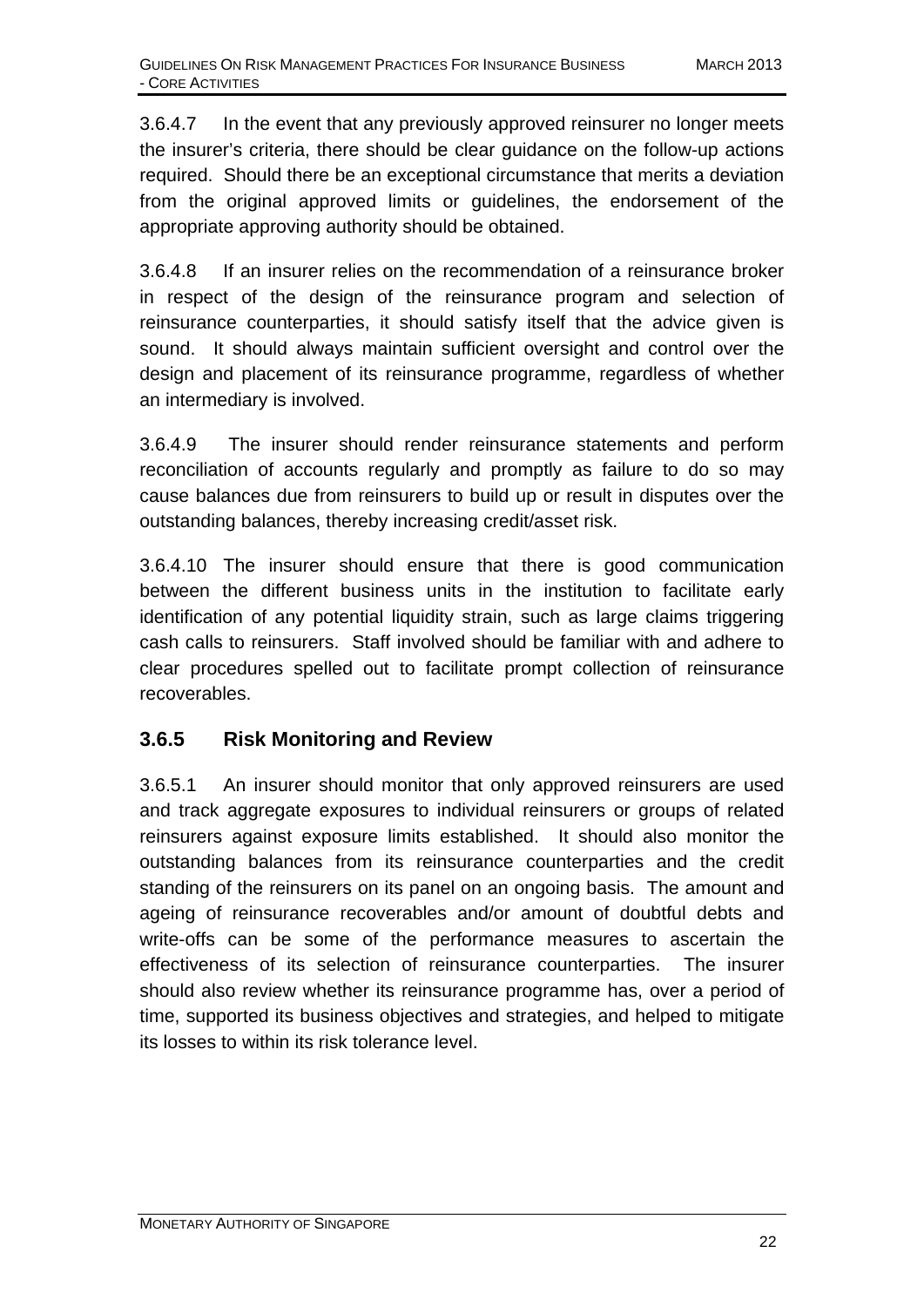3.6.4.7 In the event that any previously approved reinsurer no longer meets the insurer's criteria, there should be clear guidance on the follow-up actions required. Should there be an exceptional circumstance that merits a deviation from the original approved limits or guidelines, the endorsement of the appropriate approving authority should be obtained.

3.6.4.8 If an insurer relies on the recommendation of a reinsurance broker in respect of the design of the reinsurance program and selection of reinsurance counterparties, it should satisfy itself that the advice given is sound. It should always maintain sufficient oversight and control over the design and placement of its reinsurance programme, regardless of whether an intermediary is involved.

3.6.4.9 The insurer should render reinsurance statements and perform reconciliation of accounts regularly and promptly as failure to do so may cause balances due from reinsurers to build up or result in disputes over the outstanding balances, thereby increasing credit/asset risk.

3.6.4.10 The insurer should ensure that there is good communication between the different business units in the institution to facilitate early identification of any potential liquidity strain, such as large claims triggering cash calls to reinsurers. Staff involved should be familiar with and adhere to clear procedures spelled out to facilitate prompt collection of reinsurance recoverables.

### 3.6.5 Risk Monitoring and Review

3.6.5.1 An insurer should monitor that only approved reinsurers are used and track aggregate exposures to individual reinsurers or groups of related reinsurers against exposure limits established. It should also monitor the outstanding balances from its reinsurance counterparties and the credit standing of the reinsurers on its panel on an ongoing basis. The amount and ageing of reinsurance recoverables and/or amount of doubtful debts and write-offs can be some of the performance measures to ascertain the effectiveness of its selection of reinsurance counterparties. The insurer should also review whether its reinsurance programme has, over a period of time, supported its business objectives and strategies, and helped to mitigate its losses to within its risk tolerance level.